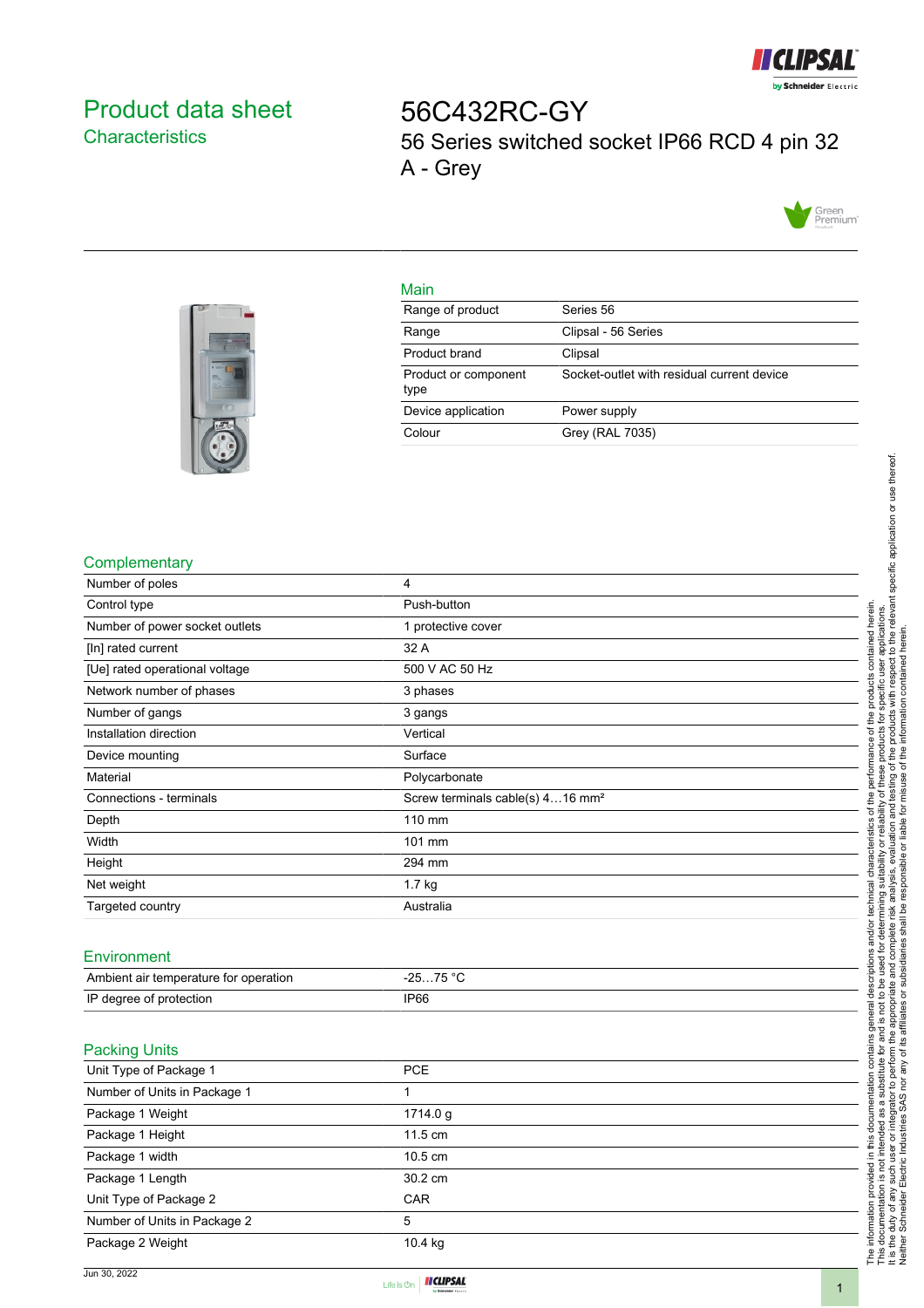# Product data sheet
## Characteristics

# 56C432RC-GY
56 Series switched socket IP66 RCD 4 pin 32 A - Grey

## Main

| | |
|---|---|
| Range of product | Series 56 |
| Range | Clipsal - 56 Series |
| Product brand | Clipsal |
| Product or component type | Socket-outlet with residual current device |
| Device application | Power supply |
| Colour | Grey (RAL 7035) |

## Complementary

| | |
|---|---|
| Number of poles | 4 |
| Control type | Push-button |
| Number of power socket outlets | 1 protective cover |
| [In] rated current | 32 A |
| [Ue] rated operational voltage | 500 V AC 50 Hz |
| Network number of phases | 3 phases |
| Number of gangs | 3 gangs |
| Installation direction | Vertical |
| Device mounting | Surface |
| Material | Polycarbonate |
| Connections - terminals | Screw terminals cable(s) 4…16 mm² |
| Depth | 110 mm |
| Width | 101 mm |
| Height | 294 mm |
| Net weight | 1.7 kg |
| Targeted country | Australia |

## Environment

| | |
|---|---|
| Ambient air temperature for operation | -25…75 °C |
| IP degree of protection | IP66 |

## Packing Units

| | |
|---|---|
| Unit Type of Package 1 | PCE |
| Number of Units in Package 1 | 1 |
| Package 1 Weight | 1714.0 g |
| Package 1 Height | 11.5 cm |
| Package 1 width | 10.5 cm |
| Package 1 Length | 30.2 cm |
| Unit Type of Package 2 | CAR |
| Number of Units in Package 2 | 5 |
| Package 2 Weight | 10.4 kg |

The information provided in this documentation contains general descriptions and/or technical characteristics of the performance of the products contained herein.
This documentation is not intended as a substitute for and is not to be used for determining suitability or reliability of these products for specific user applications.
It is the duty of any such user or integrator to perform the appropriate and complete risk analysis, evaluation and testing of the products with respect to the relevant specific application or use thereof.
Neither Schneider Electric Industries SAS nor any of its affiliates or subsidiaries shall be responsible or liable for misuse of the information contained herein.

Jun 30, 2022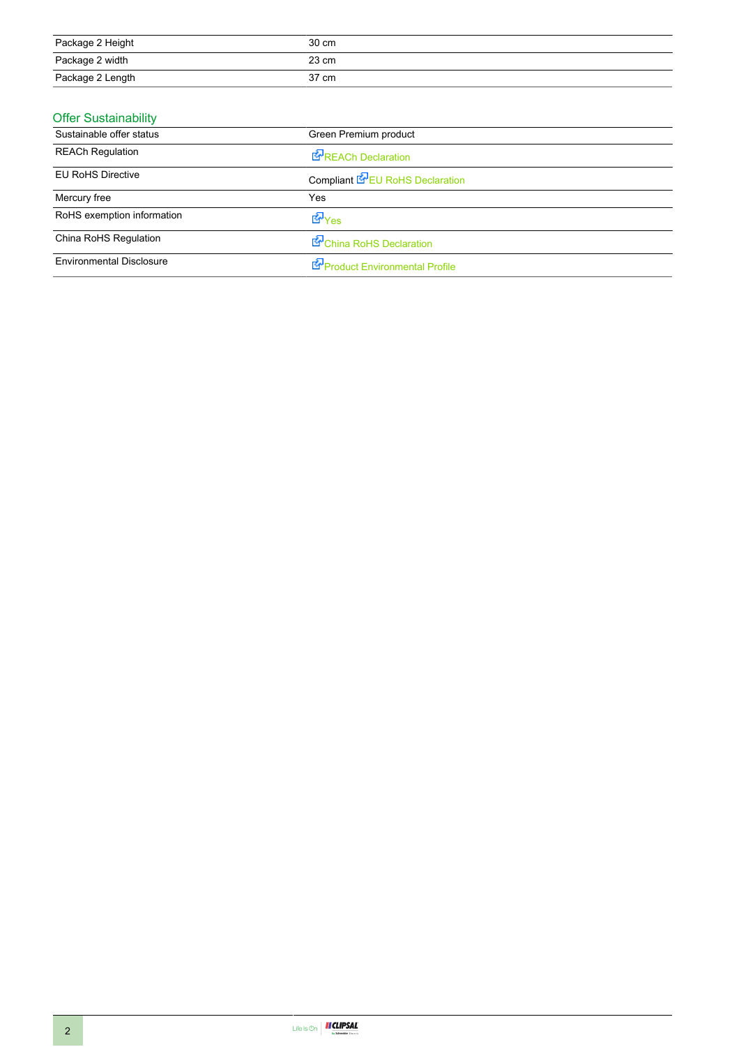| | |
|---|---|
| Package 2 Height | 30 cm |
| Package 2 width | 23 cm |
| Package 2 Length | 37 cm |

## Offer Sustainability

| | |
|---|---|
| Sustainable offer status | Green Premium product |
| REACh Regulation | REACh Declaration |
| EU RoHS Directive | Compliant EU RoHS Declaration |
| Mercury free | Yes |
| RoHS exemption information | Yes |
| China RoHS Regulation | China RoHS Declaration |
| Environmental Disclosure | Product Environmental Profile |